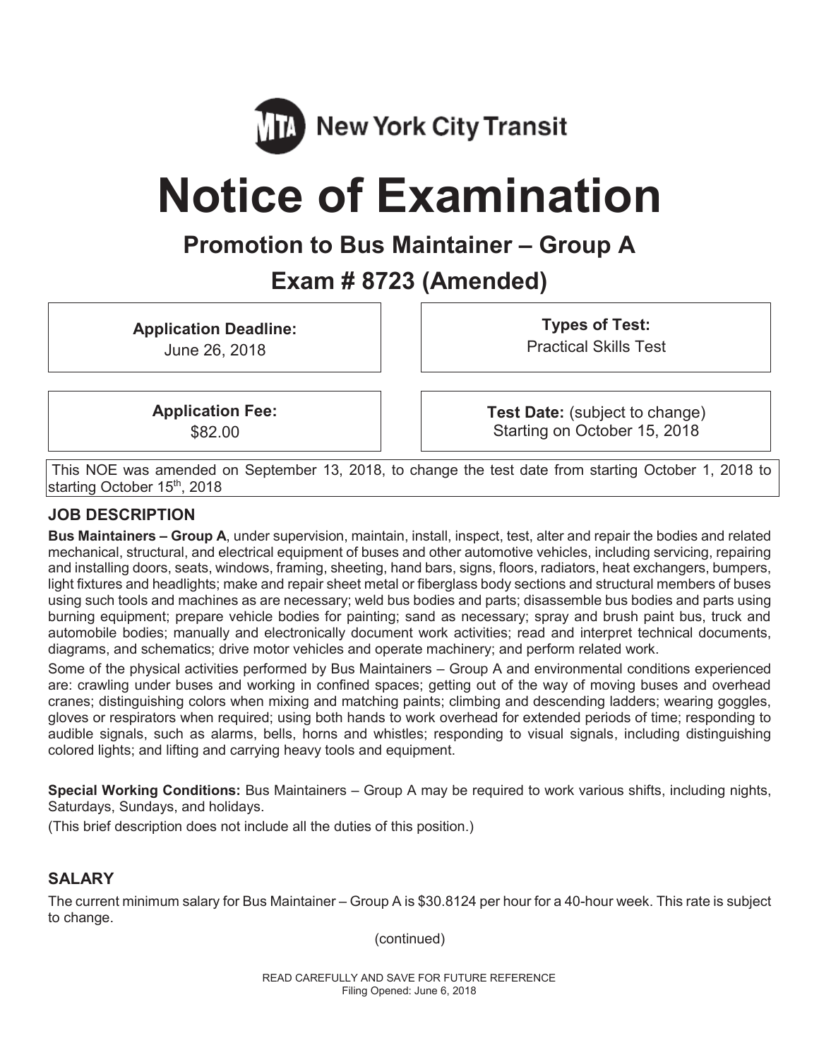MTA New York City Transit

# Notice of Examination

## Promotion to Bus Maintainer – Group A

## Exam # 8723 (Amended)

**Application Deadline:**
June 26, 2018

**Types of Test:**
Practical Skills Test

**Application Fee:**
$82.00

**Test Date:** (subject to change)
Starting on October 15, 2018

This NOE was amended on September 13, 2018, to change the test date from starting October 1, 2018 to starting October 15th, 2018

### JOB DESCRIPTION

**Bus Maintainers – Group A**, under supervision, maintain, install, inspect, test, alter and repair the bodies and related mechanical, structural, and electrical equipment of buses and other automotive vehicles, including servicing, repairing and installing doors, seats, windows, framing, sheeting, hand bars, signs, floors, radiators, heat exchangers, bumpers, light fixtures and headlights; make and repair sheet metal or fiberglass body sections and structural members of buses using such tools and machines as are necessary; weld bus bodies and parts; disassemble bus bodies and parts using burning equipment; prepare vehicle bodies for painting; sand as necessary; spray and brush paint bus, truck and automobile bodies; manually and electronically document work activities; read and interpret technical documents, diagrams, and schematics; drive motor vehicles and operate machinery; and perform related work.

Some of the physical activities performed by Bus Maintainers – Group A and environmental conditions experienced are: crawling under buses and working in confined spaces; getting out of the way of moving buses and overhead cranes; distinguishing colors when mixing and matching paints; climbing and descending ladders; wearing goggles, gloves or respirators when required; using both hands to work overhead for extended periods of time; responding to audible signals, such as alarms, bells, horns and whistles; responding to visual signals, including distinguishing colored lights; and lifting and carrying heavy tools and equipment.

**Special Working Conditions:** Bus Maintainers – Group A may be required to work various shifts, including nights, Saturdays, Sundays, and holidays.

(This brief description does not include all the duties of this position.)

### SALARY

The current minimum salary for Bus Maintainer – Group A is $30.8124 per hour for a 40-hour week. This rate is subject to change.

(continued)

READ CAREFULLY AND SAVE FOR FUTURE REFERENCE
Filing Opened: June 6, 2018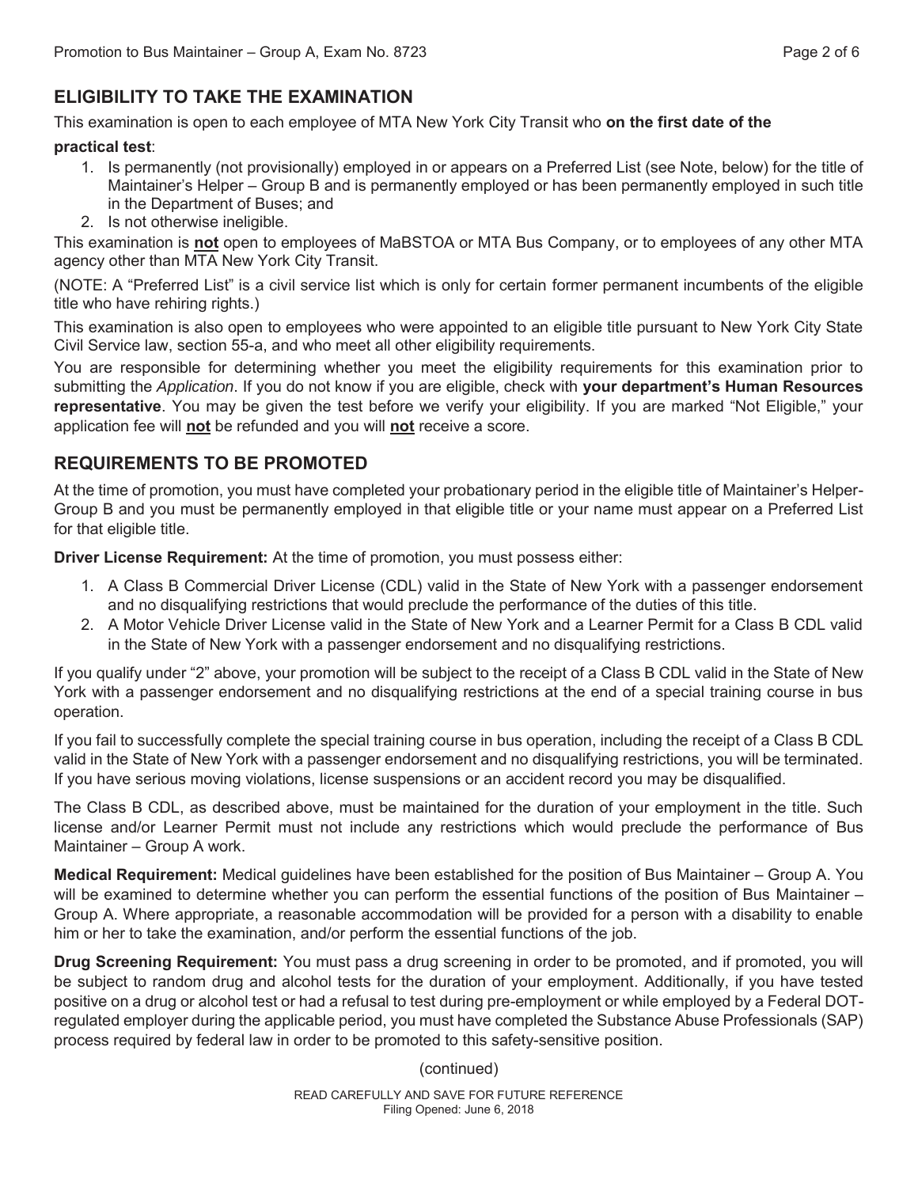## ELIGIBILITY TO TAKE THE EXAMINATION

This examination is open to each employee of MTA New York City Transit who **on the first date of the practical test**:

1. Is permanently (not provisionally) employed in or appears on a Preferred List (see Note, below) for the title of Maintainer's Helper – Group B and is permanently employed or has been permanently employed in such title in the Department of Buses; and
2. Is not otherwise ineligible.

This examination is **not** open to employees of MaBSTOA or MTA Bus Company, or to employees of any other MTA agency other than MTA New York City Transit.

(NOTE: A "Preferred List" is a civil service list which is only for certain former permanent incumbents of the eligible title who have rehiring rights.)

This examination is also open to employees who were appointed to an eligible title pursuant to New York City State Civil Service law, section 55-a, and who meet all other eligibility requirements.

You are responsible for determining whether you meet the eligibility requirements for this examination prior to submitting the *Application*. If you do not know if you are eligible, check with **your department's Human Resources representative**. You may be given the test before we verify your eligibility. If you are marked "Not Eligible," your application fee will **not** be refunded and you will **not** receive a score.

## REQUIREMENTS TO BE PROMOTED

At the time of promotion, you must have completed your probationary period in the eligible title of Maintainer's Helper-Group B and you must be permanently employed in that eligible title or your name must appear on a Preferred List for that eligible title.

**Driver License Requirement:** At the time of promotion, you must possess either:

1. A Class B Commercial Driver License (CDL) valid in the State of New York with a passenger endorsement and no disqualifying restrictions that would preclude the performance of the duties of this title.
2. A Motor Vehicle Driver License valid in the State of New York and a Learner Permit for a Class B CDL valid in the State of New York with a passenger endorsement and no disqualifying restrictions.

If you qualify under "2" above, your promotion will be subject to the receipt of a Class B CDL valid in the State of New York with a passenger endorsement and no disqualifying restrictions at the end of a special training course in bus operation.

If you fail to successfully complete the special training course in bus operation, including the receipt of a Class B CDL valid in the State of New York with a passenger endorsement and no disqualifying restrictions, you will be terminated. If you have serious moving violations, license suspensions or an accident record you may be disqualified.

The Class B CDL, as described above, must be maintained for the duration of your employment in the title. Such license and/or Learner Permit must not include any restrictions which would preclude the performance of Bus Maintainer – Group A work.

**Medical Requirement:** Medical guidelines have been established for the position of Bus Maintainer – Group A. You will be examined to determine whether you can perform the essential functions of the position of Bus Maintainer – Group A. Where appropriate, a reasonable accommodation will be provided for a person with a disability to enable him or her to take the examination, and/or perform the essential functions of the job.

**Drug Screening Requirement:** You must pass a drug screening in order to be promoted, and if promoted, you will be subject to random drug and alcohol tests for the duration of your employment. Additionally, if you have tested positive on a drug or alcohol test or had a refusal to test during pre-employment or while employed by a Federal DOT-regulated employer during the applicable period, you must have completed the Substance Abuse Professionals (SAP) process required by federal law in order to be promoted to this safety-sensitive position.

(continued)

READ CAREFULLY AND SAVE FOR FUTURE REFERENCE
Filing Opened: June 6, 2018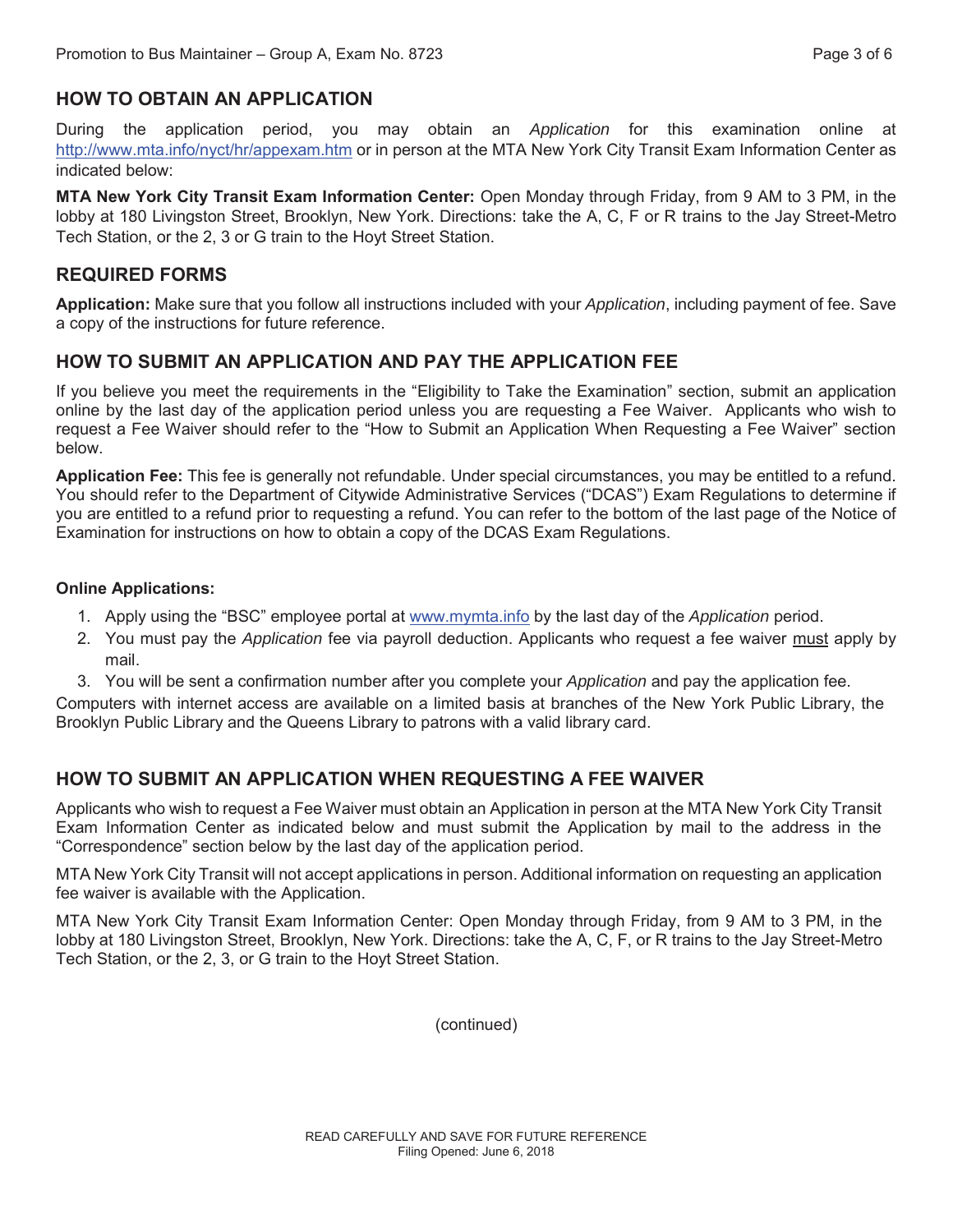## HOW TO OBTAIN AN APPLICATION

During the application period, you may obtain an *Application* for this examination online at http://www.mta.info/nyct/hr/appexam.htm or in person at the MTA New York City Transit Exam Information Center as indicated below:

**MTA New York City Transit Exam Information Center:** Open Monday through Friday, from 9 AM to 3 PM, in the lobby at 180 Livingston Street, Brooklyn, New York. Directions: take the A, C, F or R trains to the Jay Street-Metro Tech Station, or the 2, 3 or G train to the Hoyt Street Station.

## REQUIRED FORMS

**Application:** Make sure that you follow all instructions included with your *Application*, including payment of fee. Save a copy of the instructions for future reference.

## HOW TO SUBMIT AN APPLICATION AND PAY THE APPLICATION FEE

If you believe you meet the requirements in the "Eligibility to Take the Examination" section, submit an application online by the last day of the application period unless you are requesting a Fee Waiver. Applicants who wish to request a Fee Waiver should refer to the "How to Submit an Application When Requesting a Fee Waiver" section below.

**Application Fee:** This fee is generally not refundable. Under special circumstances, you may be entitled to a refund. You should refer to the Department of Citywide Administrative Services ("DCAS") Exam Regulations to determine if you are entitled to a refund prior to requesting a refund. You can refer to the bottom of the last page of the Notice of Examination for instructions on how to obtain a copy of the DCAS Exam Regulations.

**Online Applications:**

1. Apply using the "BSC" employee portal at www.mymta.info by the last day of the *Application* period.
2. You must pay the *Application* fee via payroll deduction. Applicants who request a fee waiver must apply by mail.
3. You will be sent a confirmation number after you complete your *Application* and pay the application fee.

Computers with internet access are available on a limited basis at branches of the New York Public Library, the Brooklyn Public Library and the Queens Library to patrons with a valid library card.

## HOW TO SUBMIT AN APPLICATION WHEN REQUESTING A FEE WAIVER

Applicants who wish to request a Fee Waiver must obtain an Application in person at the MTA New York City Transit Exam Information Center as indicated below and must submit the Application by mail to the address in the "Correspondence" section below by the last day of the application period.

MTA New York City Transit will not accept applications in person. Additional information on requesting an application fee waiver is available with the Application.

MTA New York City Transit Exam Information Center: Open Monday through Friday, from 9 AM to 3 PM, in the lobby at 180 Livingston Street, Brooklyn, New York. Directions: take the A, C, F, or R trains to the Jay Street-Metro Tech Station, or the 2, 3, or G train to the Hoyt Street Station.

(continued)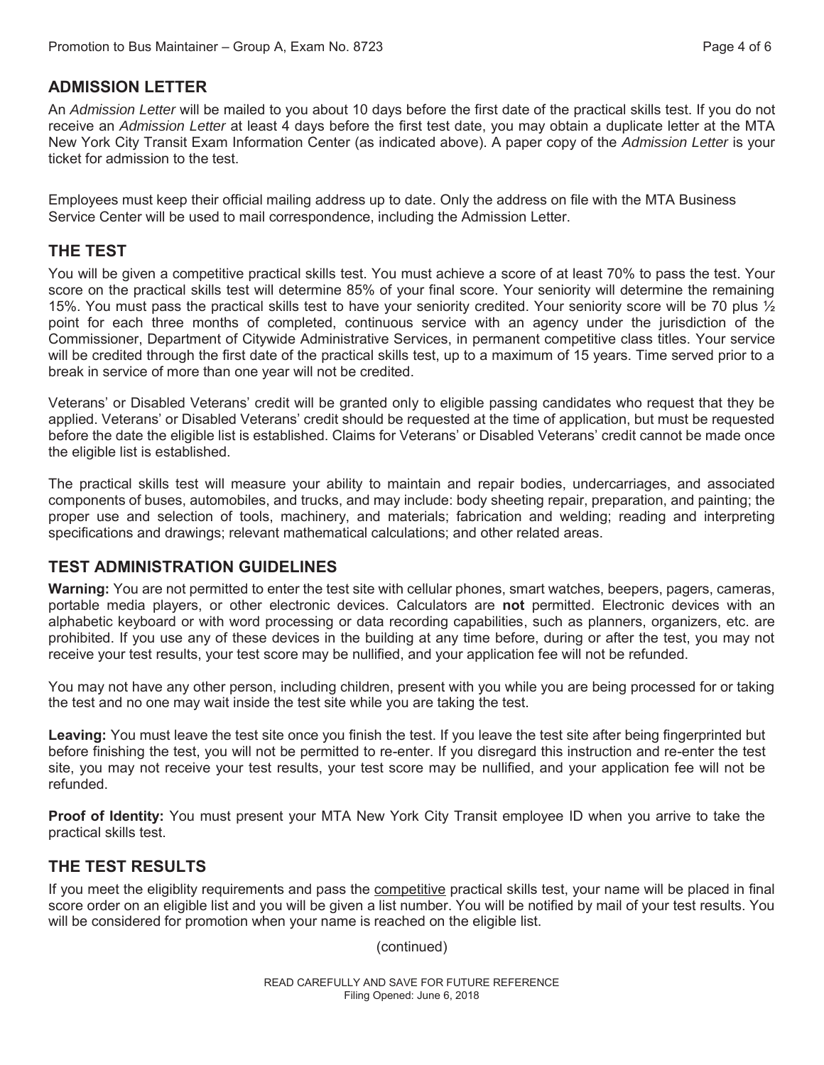## ADMISSION LETTER

An *Admission Letter* will be mailed to you about 10 days before the first date of the practical skills test. If you do not receive an *Admission Letter* at least 4 days before the first test date, you may obtain a duplicate letter at the MTA New York City Transit Exam Information Center (as indicated above). A paper copy of the *Admission Letter* is your ticket for admission to the test.

Employees must keep their official mailing address up to date. Only the address on file with the MTA Business Service Center will be used to mail correspondence, including the Admission Letter.

## THE TEST

You will be given a competitive practical skills test. You must achieve a score of at least 70% to pass the test. Your score on the practical skills test will determine 85% of your final score. Your seniority will determine the remaining 15%. You must pass the practical skills test to have your seniority credited. Your seniority score will be 70 plus ½ point for each three months of completed, continuous service with an agency under the jurisdiction of the Commissioner, Department of Citywide Administrative Services, in permanent competitive class titles. Your service will be credited through the first date of the practical skills test, up to a maximum of 15 years. Time served prior to a break in service of more than one year will not be credited.

Veterans' or Disabled Veterans' credit will be granted only to eligible passing candidates who request that they be applied. Veterans' or Disabled Veterans' credit should be requested at the time of application, but must be requested before the date the eligible list is established. Claims for Veterans' or Disabled Veterans' credit cannot be made once the eligible list is established.

The practical skills test will measure your ability to maintain and repair bodies, undercarriages, and associated components of buses, automobiles, and trucks, and may include: body sheeting repair, preparation, and painting; the proper use and selection of tools, machinery, and materials; fabrication and welding; reading and interpreting specifications and drawings; relevant mathematical calculations; and other related areas.

## TEST ADMINISTRATION GUIDELINES

**Warning:** You are not permitted to enter the test site with cellular phones, smart watches, beepers, pagers, cameras, portable media players, or other electronic devices. Calculators are **not** permitted. Electronic devices with an alphabetic keyboard or with word processing or data recording capabilities, such as planners, organizers, etc. are prohibited. If you use any of these devices in the building at any time before, during or after the test, you may not receive your test results, your test score may be nullified, and your application fee will not be refunded.

You may not have any other person, including children, present with you while you are being processed for or taking the test and no one may wait inside the test site while you are taking the test.

**Leaving:** You must leave the test site once you finish the test. If you leave the test site after being fingerprinted but before finishing the test, you will not be permitted to re-enter. If you disregard this instruction and re-enter the test site, you may not receive your test results, your test score may be nullified, and your application fee will not be refunded.

**Proof of Identity:** You must present your MTA New York City Transit employee ID when you arrive to take the practical skills test.

## THE TEST RESULTS

If you meet the eligiblity requirements and pass the competitive practical skills test, your name will be placed in final score order on an eligible list and you will be given a list number. You will be notified by mail of your test results. You will be considered for promotion when your name is reached on the eligible list.

(continued)

READ CAREFULLY AND SAVE FOR FUTURE REFERENCE
Filing Opened: June 6, 2018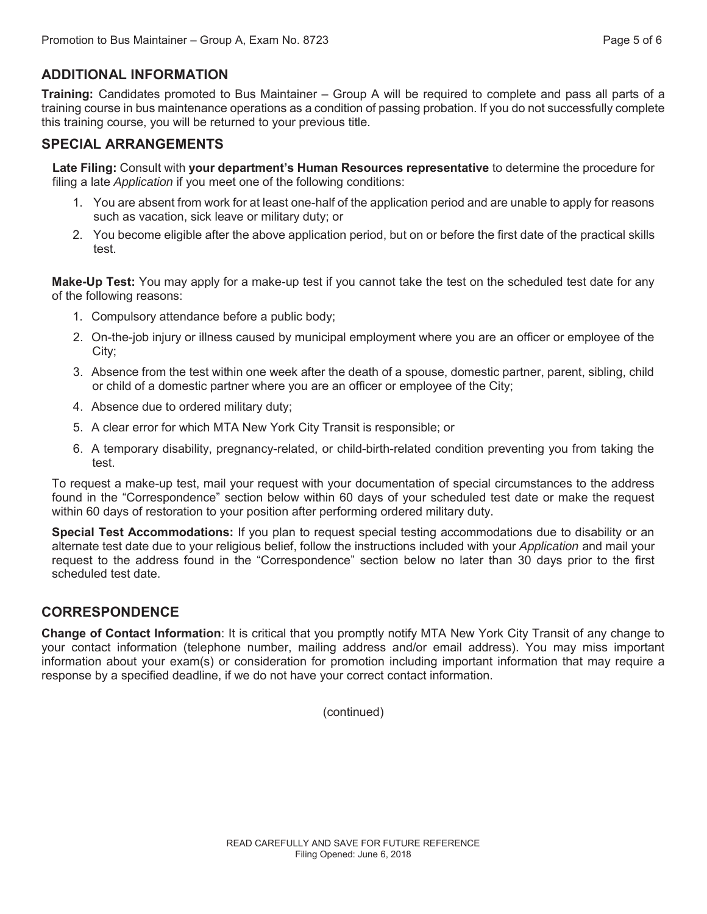## ADDITIONAL INFORMATION

**Training:** Candidates promoted to Bus Maintainer – Group A will be required to complete and pass all parts of a training course in bus maintenance operations as a condition of passing probation. If you do not successfully complete this training course, you will be returned to your previous title.

## SPECIAL ARRANGEMENTS

**Late Filing:** Consult with **your department's Human Resources representative** to determine the procedure for filing a late *Application* if you meet one of the following conditions:

1. You are absent from work for at least one-half of the application period and are unable to apply for reasons such as vacation, sick leave or military duty; or
2. You become eligible after the above application period, but on or before the first date of the practical skills test.

**Make-Up Test:** You may apply for a make-up test if you cannot take the test on the scheduled test date for any of the following reasons:

1. Compulsory attendance before a public body;
2. On-the-job injury or illness caused by municipal employment where you are an officer or employee of the City;
3. Absence from the test within one week after the death of a spouse, domestic partner, parent, sibling, child or child of a domestic partner where you are an officer or employee of the City;
4. Absence due to ordered military duty;
5. A clear error for which MTA New York City Transit is responsible; or
6. A temporary disability, pregnancy-related, or child-birth-related condition preventing you from taking the test.

To request a make-up test, mail your request with your documentation of special circumstances to the address found in the "Correspondence" section below within 60 days of your scheduled test date or make the request within 60 days of restoration to your position after performing ordered military duty.

**Special Test Accommodations:** If you plan to request special testing accommodations due to disability or an alternate test date due to your religious belief, follow the instructions included with your *Application* and mail your request to the address found in the "Correspondence" section below no later than 30 days prior to the first scheduled test date.

## CORRESPONDENCE

**Change of Contact Information**: It is critical that you promptly notify MTA New York City Transit of any change to your contact information (telephone number, mailing address and/or email address). You may miss important information about your exam(s) or consideration for promotion including important information that may require a response by a specified deadline, if we do not have your correct contact information.

(continued)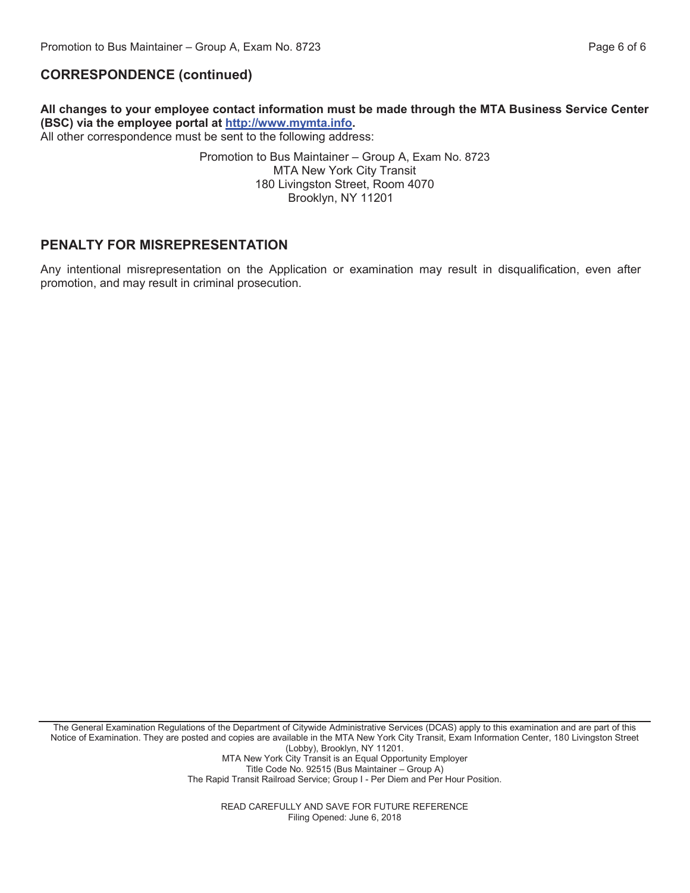## CORRESPONDENCE (continued)

**All changes to your employee contact information must be made through the MTA Business Service Center (BSC) via the employee portal at [http://www.mymta.info](http://www.mymta.info).**
All other correspondence must be sent to the following address:

Promotion to Bus Maintainer – Group A, Exam No. 8723
MTA New York City Transit
180 Livingston Street, Room 4070
Brooklyn, NY 11201

## PENALTY FOR MISREPRESENTATION

Any intentional misrepresentation on the Application or examination may result in disqualification, even after promotion, and may result in criminal prosecution.

---

The General Examination Regulations of the Department of Citywide Administrative Services (DCAS) apply to this examination and are part of this Notice of Examination. They are posted and copies are available in the MTA New York City Transit, Exam Information Center, 180 Livingston Street (Lobby), Brooklyn, NY 11201.
MTA New York City Transit is an Equal Opportunity Employer
Title Code No. 92515 (Bus Maintainer – Group A)
The Rapid Transit Railroad Service; Group I - Per Diem and Per Hour Position.

READ CAREFULLY AND SAVE FOR FUTURE REFERENCE
Filing Opened: June 6, 2018